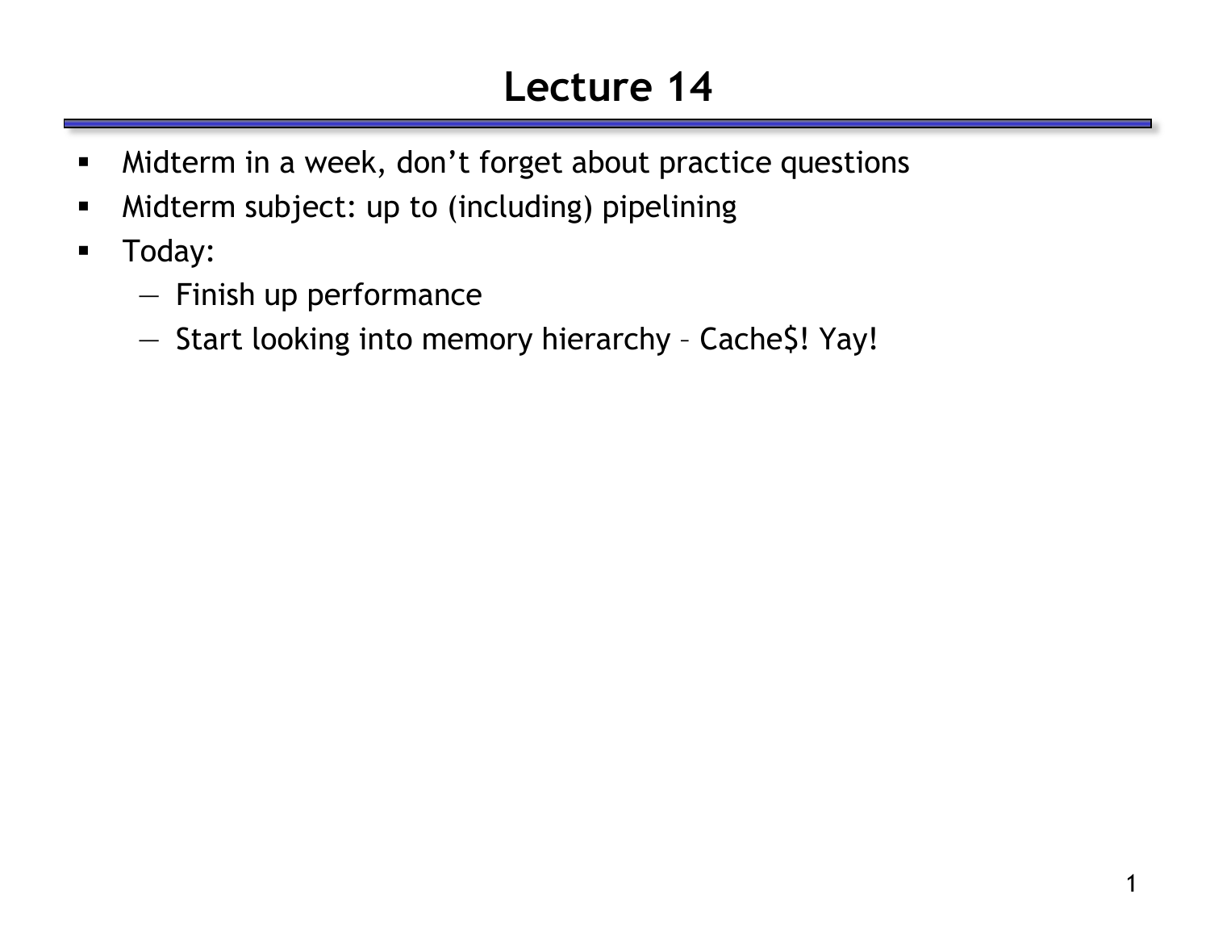# Lecture 14

- Midterm in a week, don't forget about practice questions
- Midterm subject: up to (including) pipelining
- Today:
  - Finish up performance
  - Start looking into memory hierarchy – Cache$! Yay!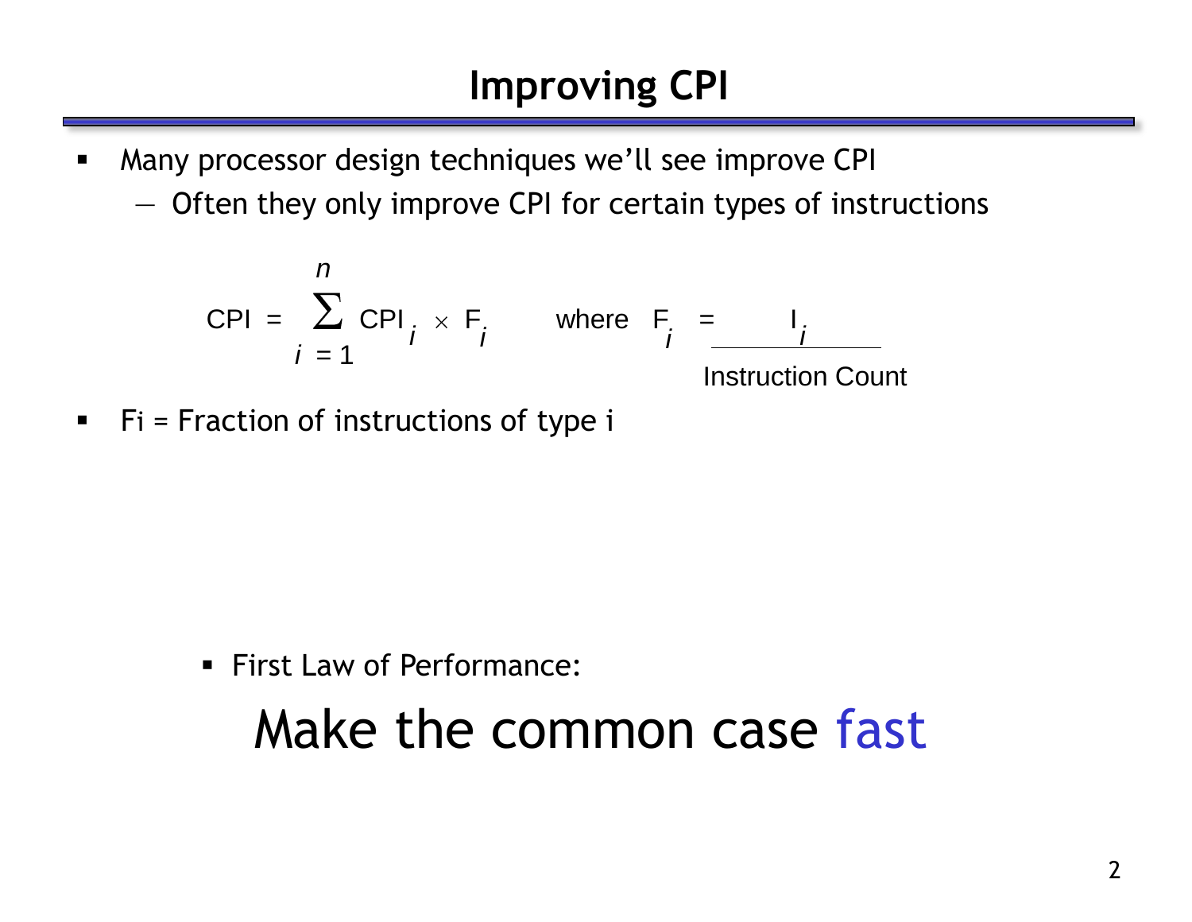# Improving CPI

- Many processor design techniques we'll see improve CPI
  - Often they only improve CPI for certain types of instructions

$$\text{CPI} = \sum_{i=1}^{n} \text{CPI}_i \times F_i \qquad \text{where} \quad F_i = \frac{I_i}{\text{Instruction Count}}$$

- $F_i$ = Fraction of instructions of type i

- First Law of Performance:

Make the common case fast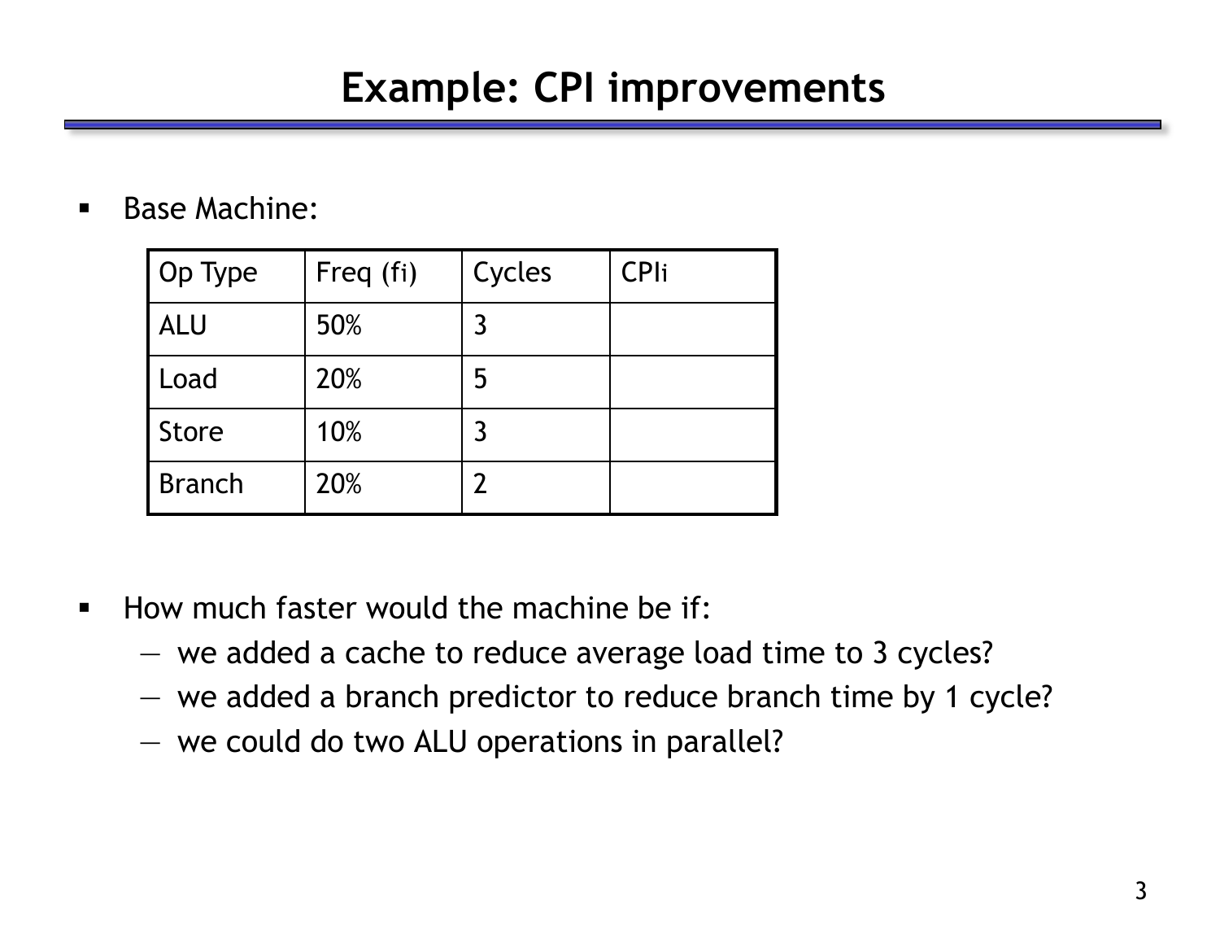# Example: CPI improvements

- Base Machine:

| Op Type | Freq ($f_i$) | Cycles | $CPI_i$ |
| --- | --- | --- | --- |
| ALU | 50% | 3 | |
| Load | 20% | 5 | |
| Store | 10% | 3 | |
| Branch | 20% | 2 | |

- How much faster would the machine be if:
  - we added a cache to reduce average load time to 3 cycles?
  - we added a branch predictor to reduce branch time by 1 cycle?
  - we could do two ALU operations in parallel?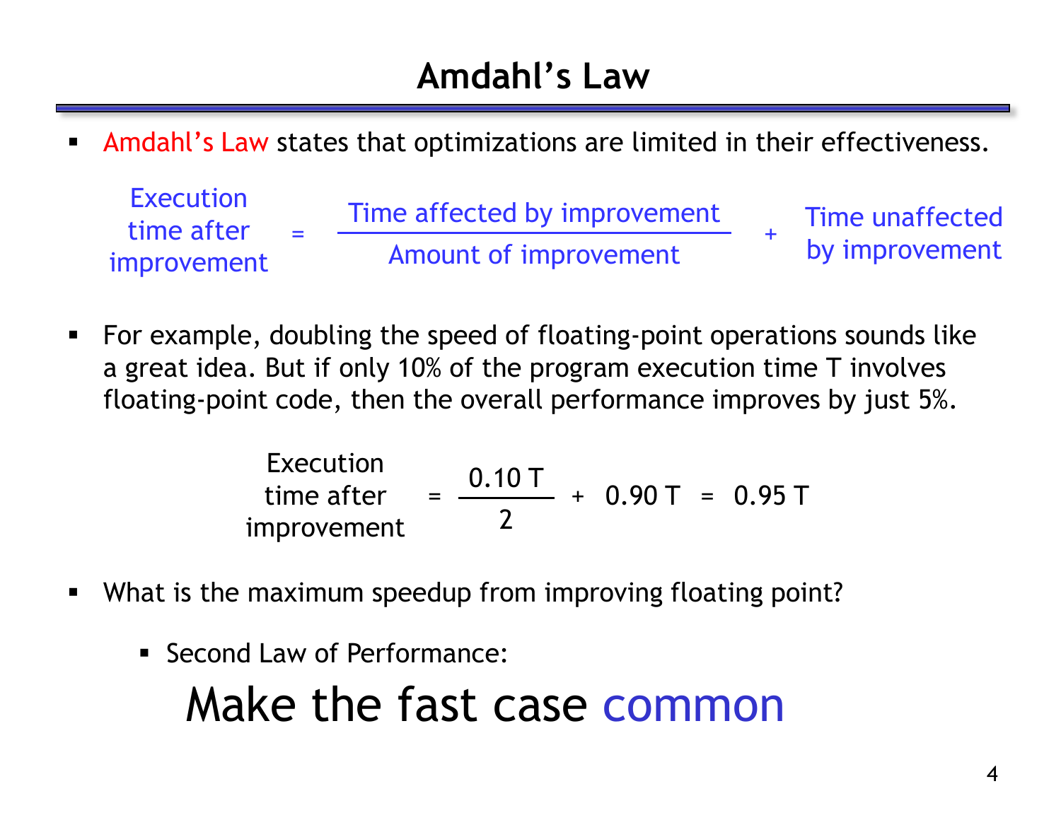# Amdahl's Law

- Amdahl's Law states that optimizations are limited in their effectiveness.

$$\text{Execution time after improvement} = \frac{\text{Time affected by improvement}}{\text{Amount of improvement}} + \text{Time unaffected by improvement}$$

- For example, doubling the speed of floating-point operations sounds like a great idea. But if only 10% of the program execution time T involves floating-point code, then the overall performance improves by just 5%.

$$\text{Execution time after improvement} = \frac{0.10\ T}{2} + 0.90\ T = 0.95\ T$$

- What is the maximum speedup from improving floating point?
  - Second Law of Performance:

## Make the fast case common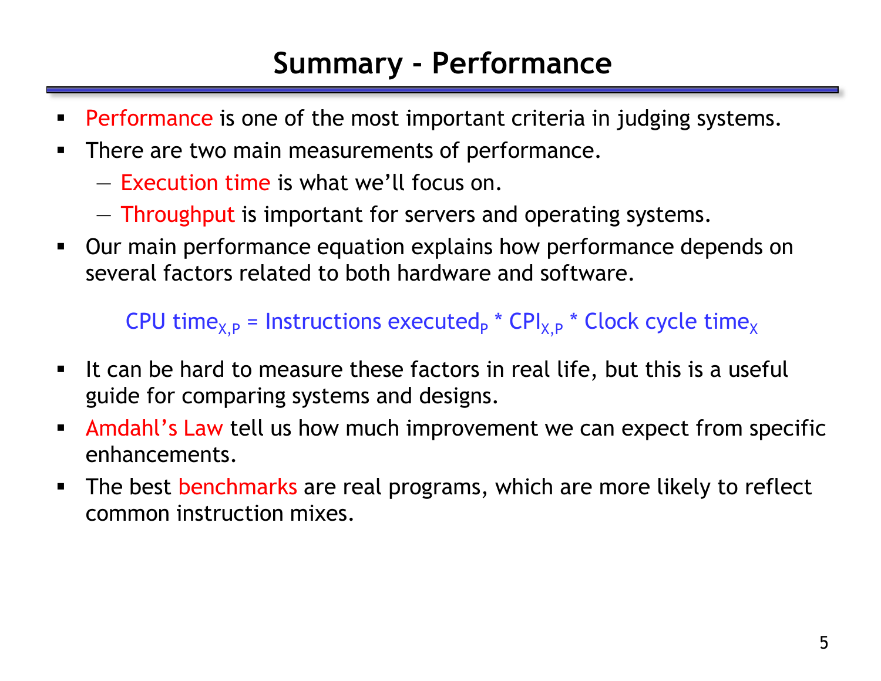# Summary - Performance

- Performance is one of the most important criteria in judging systems.
- There are two main measurements of performance.
  - Execution time is what we'll focus on.
  - Throughput is important for servers and operating systems.
- Our main performance equation explains how performance depends on several factors related to both hardware and software.

$$\text{CPU time}_{X,P} = \text{Instructions executed}_{P} * \text{CPI}_{X,P} * \text{Clock cycle time}_{X}$$

- It can be hard to measure these factors in real life, but this is a useful guide for comparing systems and designs.
- Amdahl's Law tell us how much improvement we can expect from specific enhancements.
- The best benchmarks are real programs, which are more likely to reflect common instruction mixes.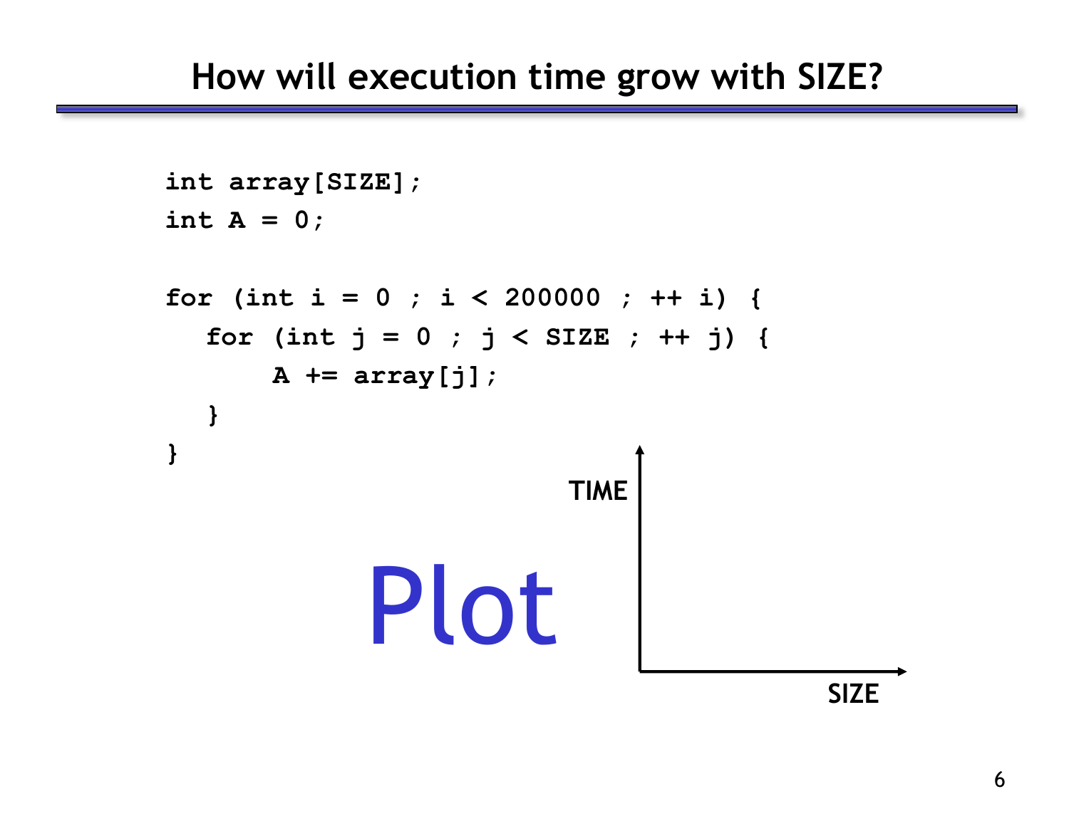# How will execution time grow with SIZE?

```
int array[SIZE];
int A = 0;

for (int i = 0 ; i < 200000 ; ++ i) {
   for (int j = 0 ; j < SIZE ; ++ j) {
       A += array[j];
   }
}
```

Plot

TIME

SIZE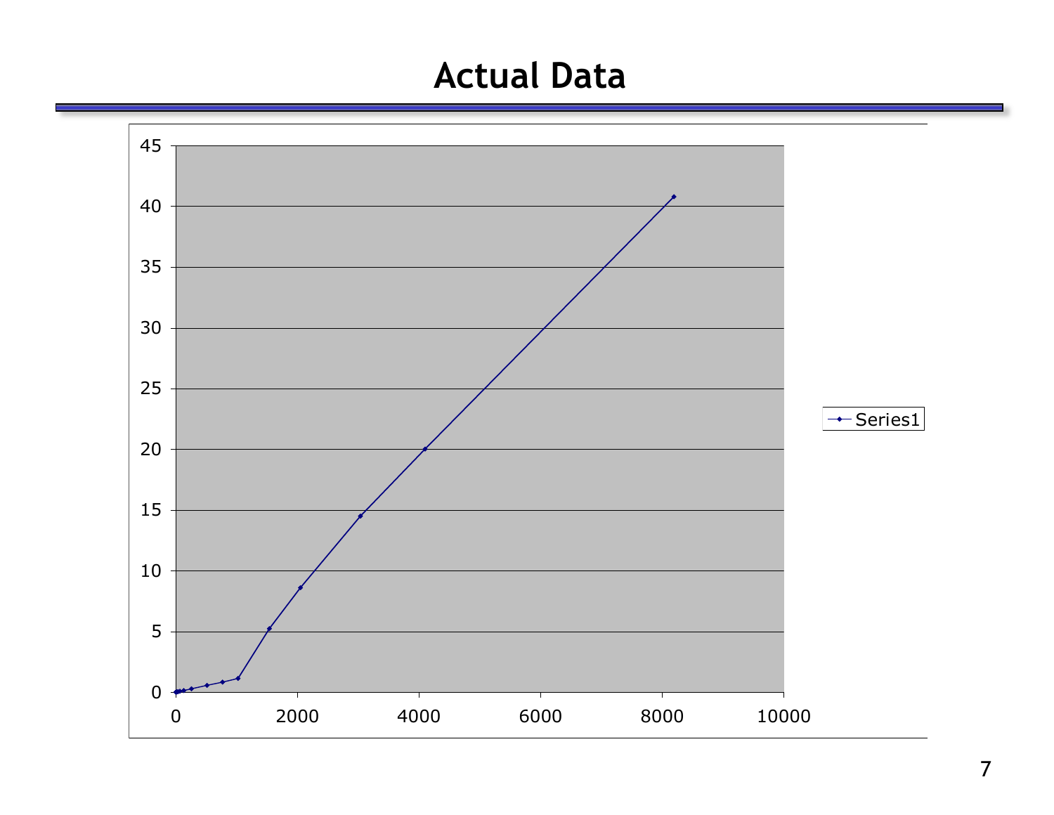# Actual Data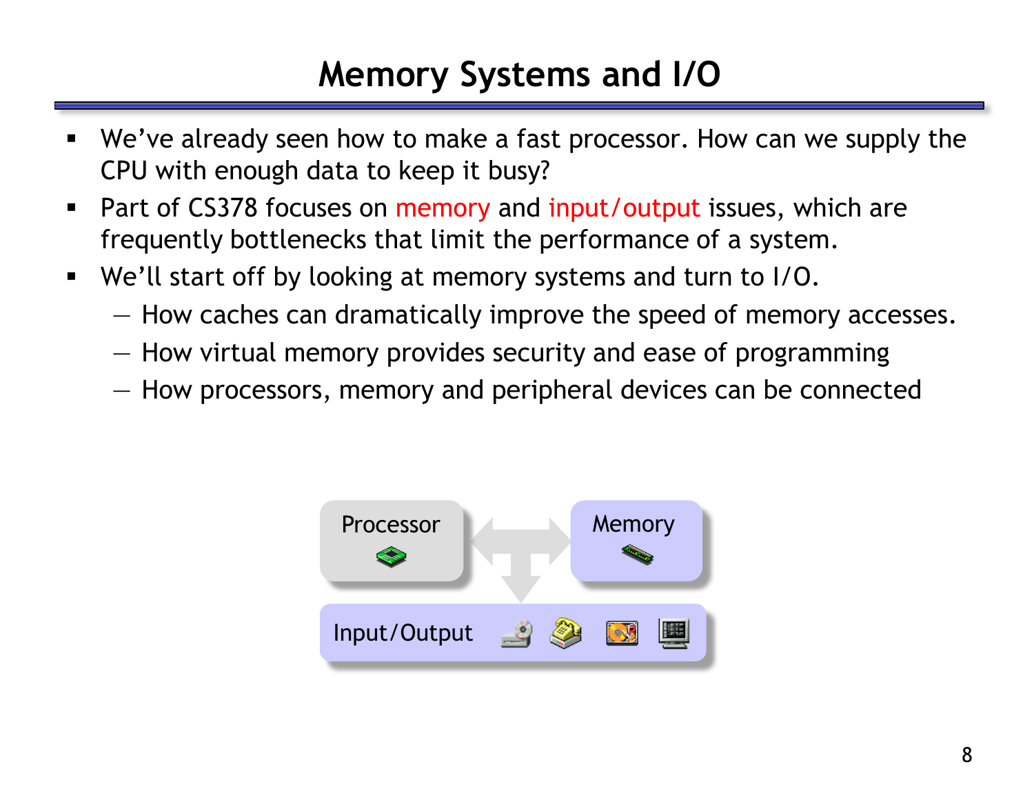# Memory Systems and I/O

- We've already seen how to make a fast processor. How can we supply the CPU with enough data to keep it busy?
- Part of CS378 focuses on memory and input/output issues, which are frequently bottlenecks that limit the performance of a system.
- We'll start off by looking at memory systems and turn to I/O.
  - How caches can dramatically improve the speed of memory accesses.
  - How virtual memory provides security and ease of programming
  - How processors, memory and peripheral devices can be connected

Processor

Memory

Input/Output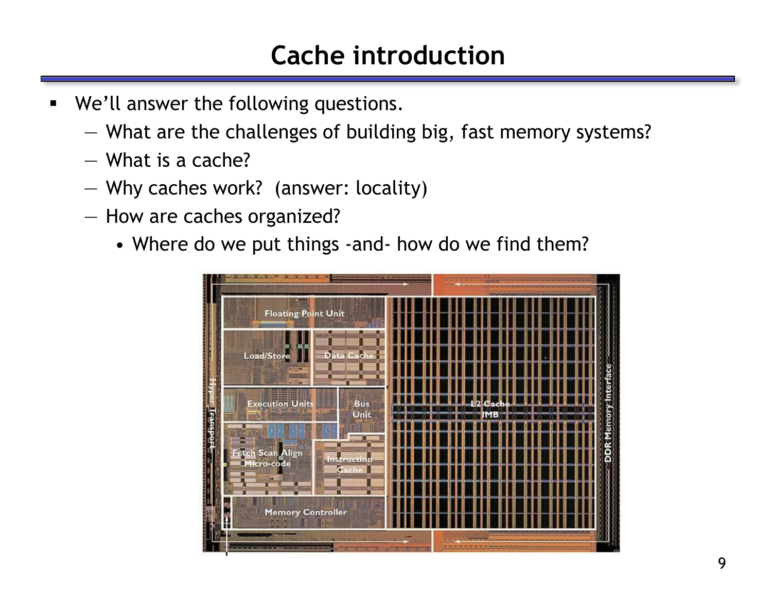# Cache introduction

- We'll answer the following questions.
  - What are the challenges of building big, fast memory systems?
  - What is a cache?
  - Why caches work? (answer: locality)
  - How are caches organized?
    - Where do we put things -and- how do we find them?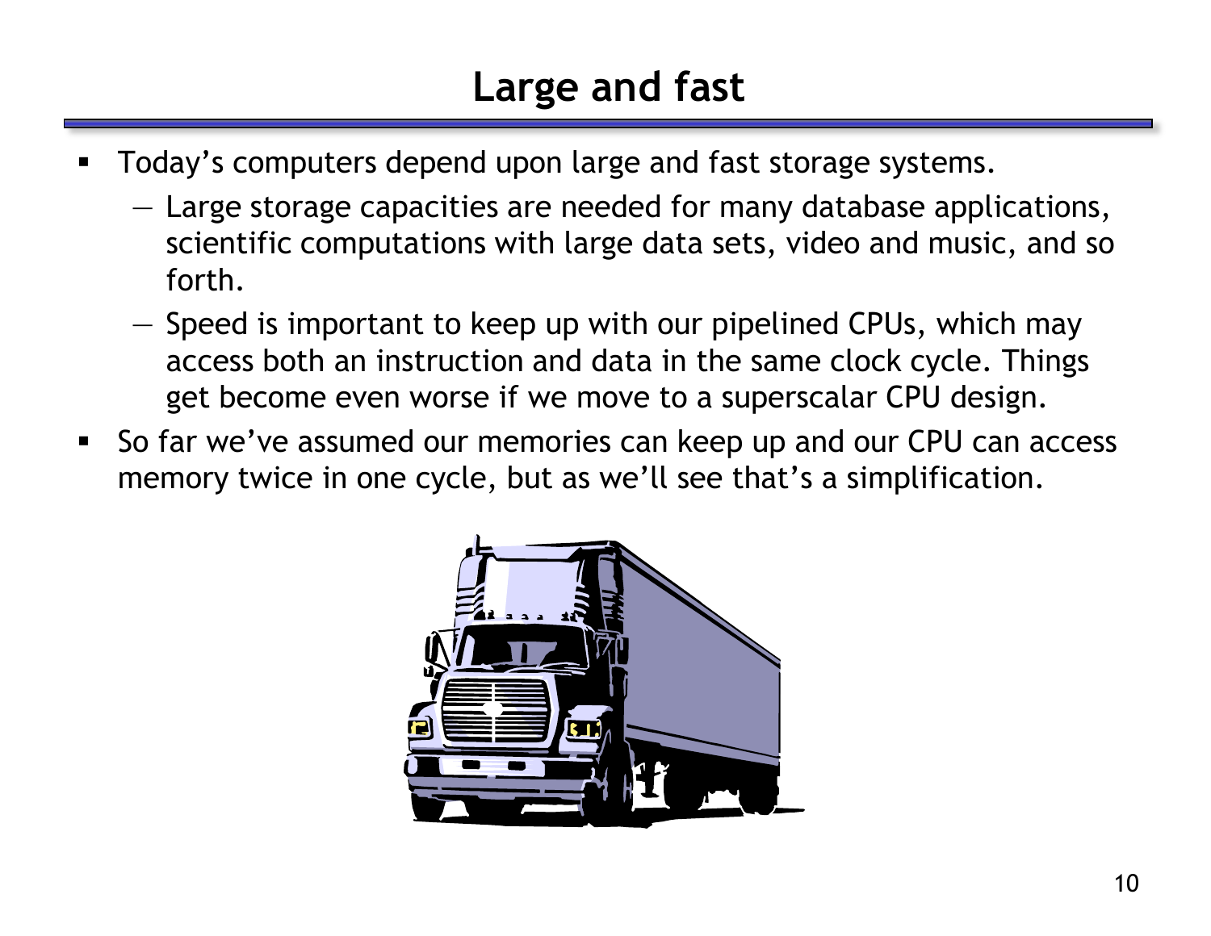# Large and fast

- Today's computers depend upon large and fast storage systems.
  - Large storage capacities are needed for many database applications, scientific computations with large data sets, video and music, and so forth.
  - Speed is important to keep up with our pipelined CPUs, which may access both an instruction and data in the same clock cycle. Things get become even worse if we move to a superscalar CPU design.
- So far we've assumed our memories can keep up and our CPU can access memory twice in one cycle, but as we'll see that's a simplification.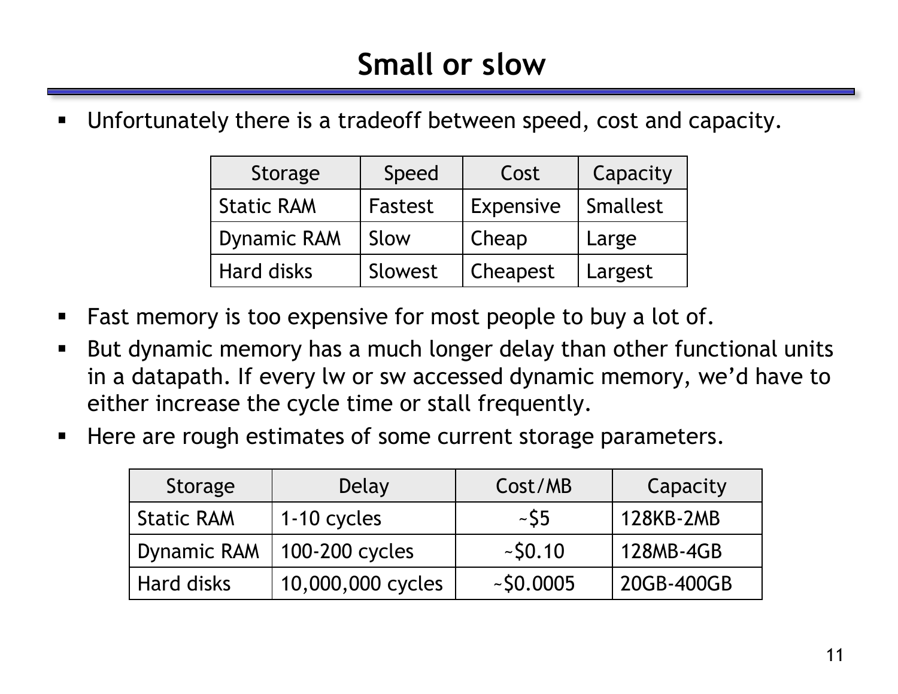# Small or slow

- Unfortunately there is a tradeoff between speed, cost and capacity.

| Storage | Speed | Cost | Capacity |
|---|---|---|---|
| Static RAM | Fastest | Expensive | Smallest |
| Dynamic RAM | Slow | Cheap | Large |
| Hard disks | Slowest | Cheapest | Largest |

- Fast memory is too expensive for most people to buy a lot of.
- But dynamic memory has a much longer delay than other functional units in a datapath. If every lw or sw accessed dynamic memory, we'd have to either increase the cycle time or stall frequently.
- Here are rough estimates of some current storage parameters.

| Storage | Delay | Cost/MB | Capacity |
|---|---|---|---|
| Static RAM | 1-10 cycles | ~$5 | 128KB-2MB |
| Dynamic RAM | 100-200 cycles | ~$0.10 | 128MB-4GB |
| Hard disks | 10,000,000 cycles | ~$0.0005 | 20GB-400GB |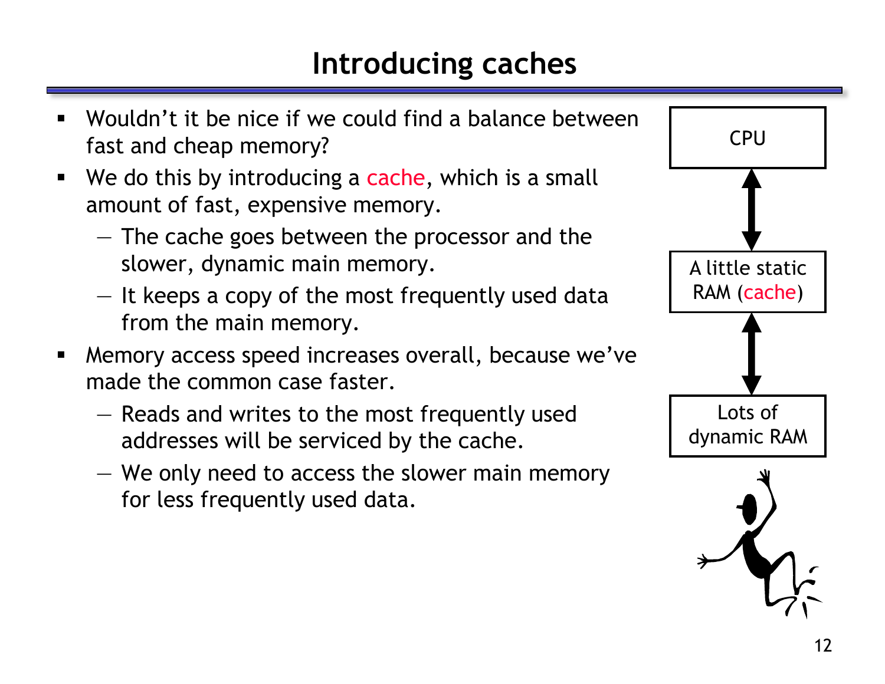# Introducing caches

- Wouldn't it be nice if we could find a balance between fast and cheap memory?
- We do this by introducing a cache, which is a small amount of fast, expensive memory.
  - The cache goes between the processor and the slower, dynamic main memory.
  - It keeps a copy of the most frequently used data from the main memory.
- Memory access speed increases overall, because we've made the common case faster.
  - Reads and writes to the most frequently used addresses will be serviced by the cache.
  - We only need to access the slower main memory for less frequently used data.

CPU

A little static RAM (cache)

Lots of dynamic RAM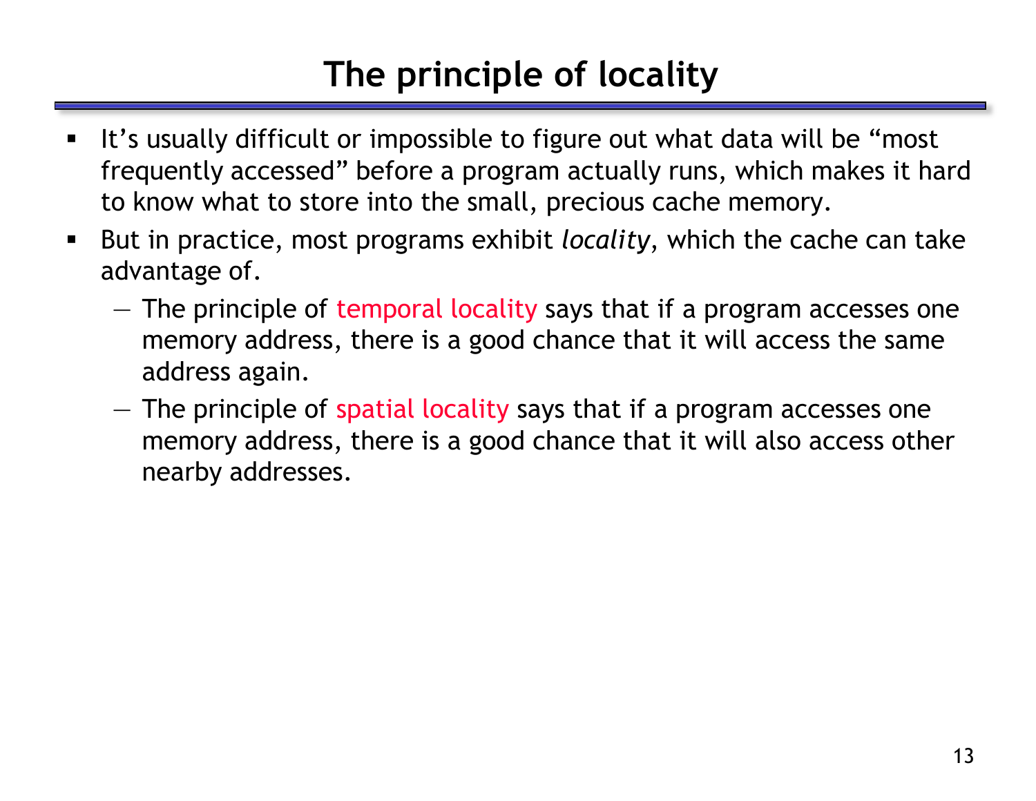# The principle of locality

- It's usually difficult or impossible to figure out what data will be "most frequently accessed" before a program actually runs, which makes it hard to know what to store into the small, precious cache memory.
- But in practice, most programs exhibit *locality*, which the cache can take advantage of.
  - The principle of temporal locality says that if a program accesses one memory address, there is a good chance that it will access the same address again.
  - The principle of spatial locality says that if a program accesses one memory address, there is a good chance that it will also access other nearby addresses.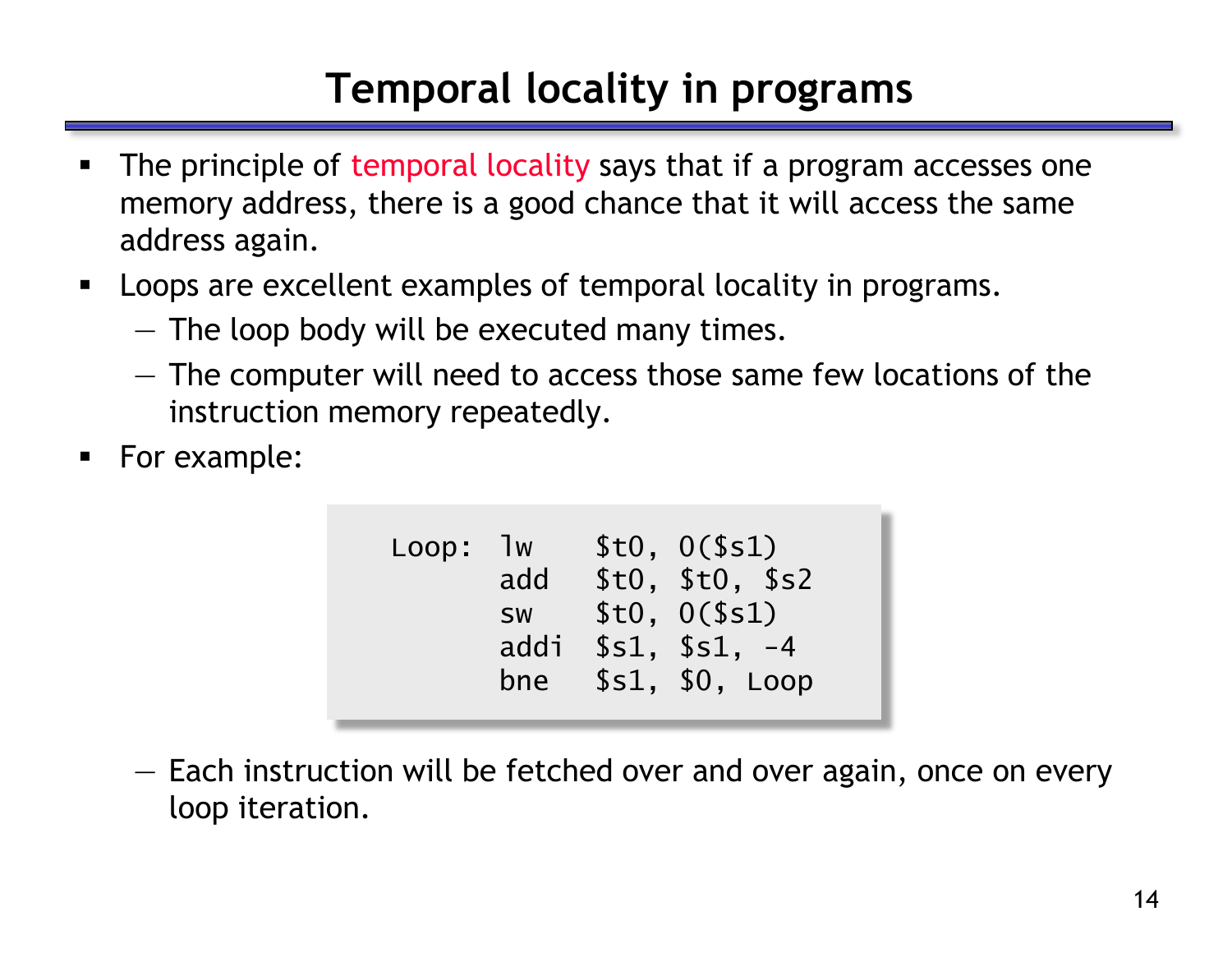# Temporal locality in programs

- The principle of temporal locality says that if a program accesses one memory address, there is a good chance that it will access the same address again.
- Loops are excellent examples of temporal locality in programs.
  - The loop body will be executed many times.
  - The computer will need to access those same few locations of the instruction memory repeatedly.
- For example:

```
Loop:  lw    $t0, 0($s1)
       add   $t0, $t0, $s2
       sw    $t0, 0($s1)
       addi  $s1, $s1, -4
       bne   $s1, $0, Loop
```

  - Each instruction will be fetched over and over again, once on every loop iteration.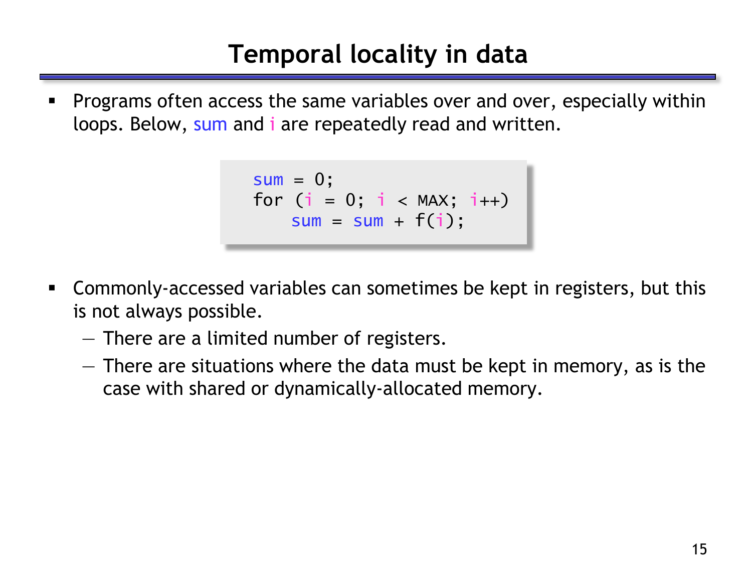# Temporal locality in data

- Programs often access the same variables over and over, especially within loops. Below, sum and i are repeatedly read and written.

```
sum = 0;
for (i = 0; i < MAX; i++)
    sum = sum + f(i);
```

- Commonly-accessed variables can sometimes be kept in registers, but this is not always possible.
  - There are a limited number of registers.
  - There are situations where the data must be kept in memory, as is the case with shared or dynamically-allocated memory.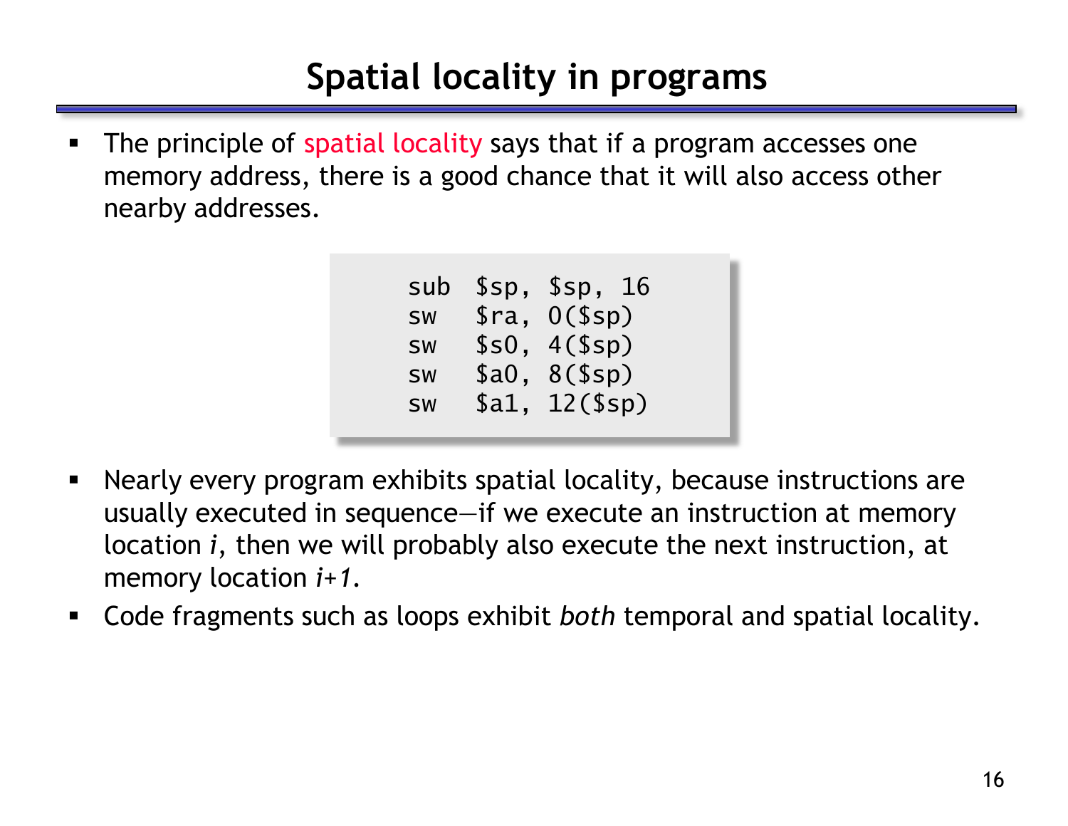# Spatial locality in programs

- The principle of spatial locality says that if a program accesses one memory address, there is a good chance that it will also access other nearby addresses.

```
sub  $sp, $sp, 16
sw   $ra, 0($sp)
sw   $s0, 4($sp)
sw   $a0, 8($sp)
sw   $a1, 12($sp)
```

- Nearly every program exhibits spatial locality, because instructions are usually executed in sequence—if we execute an instruction at memory location *i*, then we will probably also execute the next instruction, at memory location *i+1*.
- Code fragments such as loops exhibit *both* temporal and spatial locality.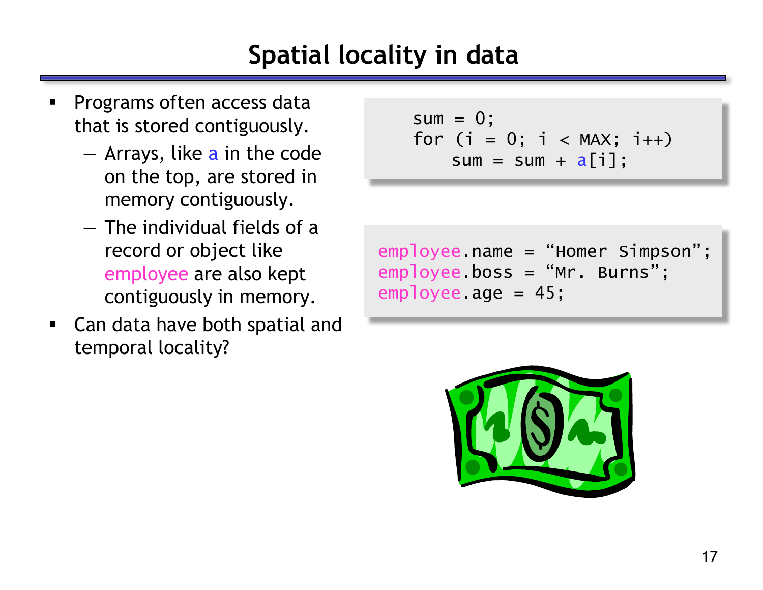# Spatial locality in data

- Programs often access data that is stored contiguously.
  - Arrays, like a in the code on the top, are stored in memory contiguously.
  - The individual fields of a record or object like employee are also kept contiguously in memory.
- Can data have both spatial and temporal locality?

```
sum = 0;
for (i = 0; i < MAX; i++)
    sum = sum + a[i];
```

```
employee.name = “Homer Simpson”;
employee.boss = “Mr. Burns”;
employee.age = 45;
```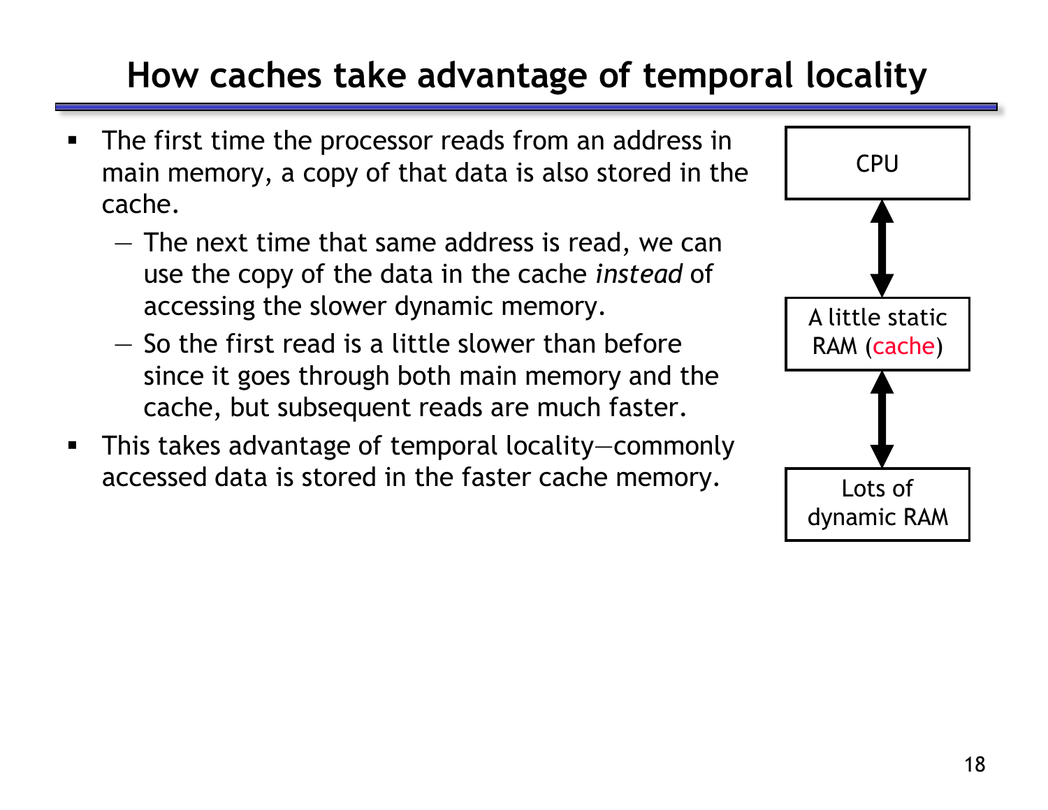# How caches take advantage of temporal locality

- The first time the processor reads from an address in main memory, a copy of that data is also stored in the cache.
  - The next time that same address is read, we can use the copy of the data in the cache *instead* of accessing the slower dynamic memory.
  - So the first read is a little slower than before since it goes through both main memory and the cache, but subsequent reads are much faster.
- This takes advantage of temporal locality—commonly accessed data is stored in the faster cache memory.

CPU

A little static RAM (cache)

Lots of dynamic RAM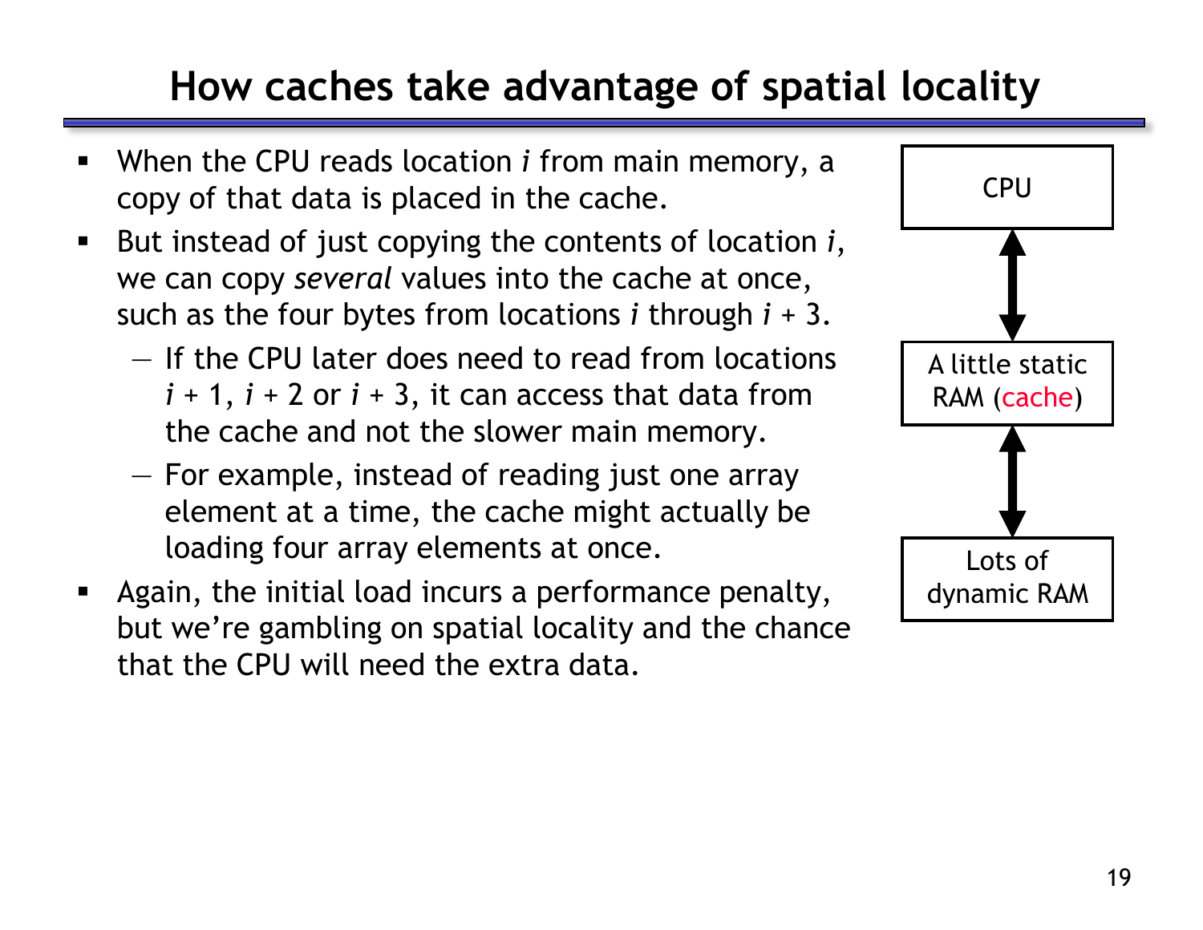# How caches take advantage of spatial locality

- When the CPU reads location $i$ from main memory, a copy of that data is placed in the cache.
- But instead of just copying the contents of location $i$, we can copy *several* values into the cache at once, such as the four bytes from locations $i$ through $i + 3$.
  - If the CPU later does need to read from locations $i + 1$, $i + 2$ or $i + 3$, it can access that data from the cache and not the slower main memory.
  - For example, instead of reading just one array element at a time, the cache might actually be loading four array elements at once.
- Again, the initial load incurs a performance penalty, but we're gambling on spatial locality and the chance that the CPU will need the extra data.

CPU

A little static RAM (cache)

Lots of dynamic RAM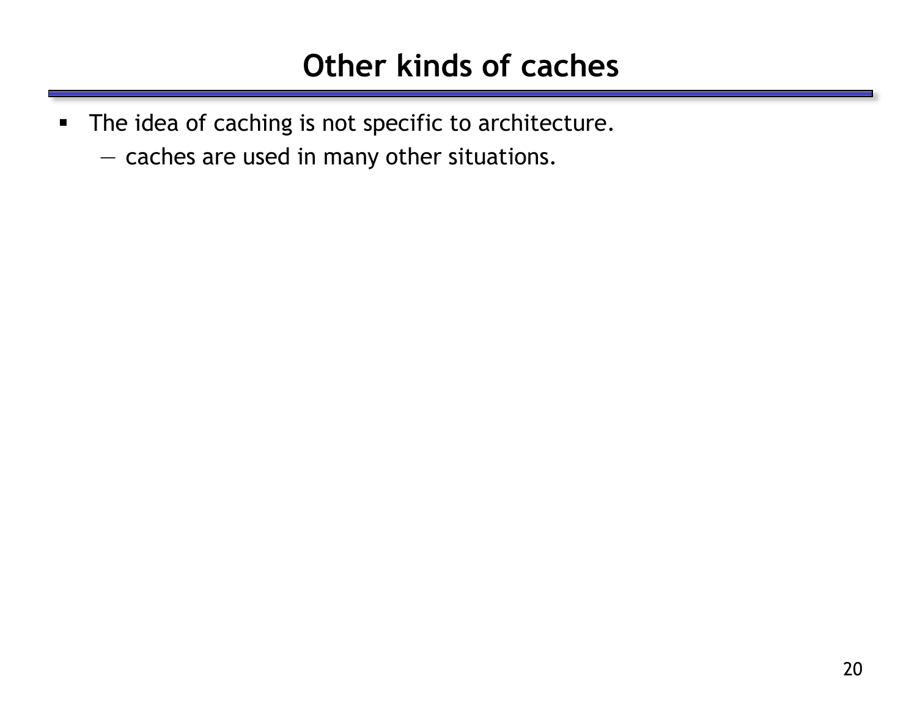# Other kinds of caches

- The idea of caching is not specific to architecture.
  - caches are used in many other situations.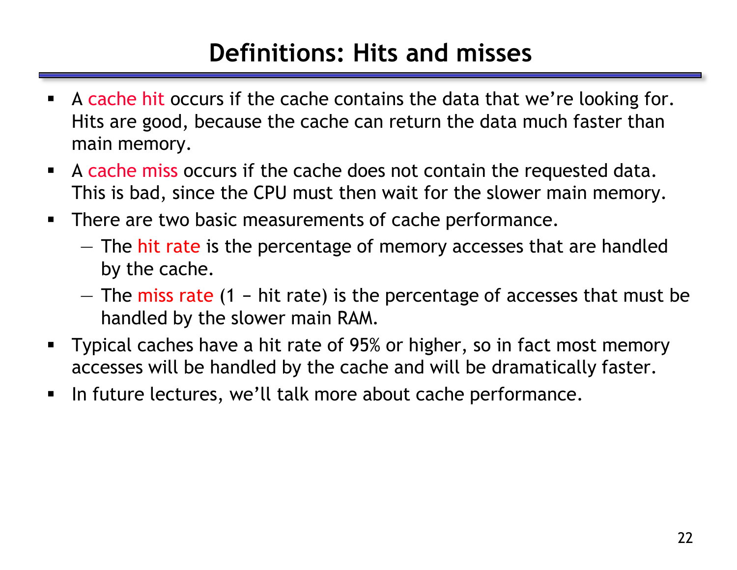# Definitions: Hits and misses

- A cache hit occurs if the cache contains the data that we're looking for. Hits are good, because the cache can return the data much faster than main memory.
- A cache miss occurs if the cache does not contain the requested data. This is bad, since the CPU must then wait for the slower main memory.
- There are two basic measurements of cache performance.
  - The hit rate is the percentage of memory accesses that are handled by the cache.
  - The miss rate (1 – hit rate) is the percentage of accesses that must be handled by the slower main RAM.
- Typical caches have a hit rate of 95% or higher, so in fact most memory accesses will be handled by the cache and will be dramatically faster.
- In future lectures, we'll talk more about cache performance.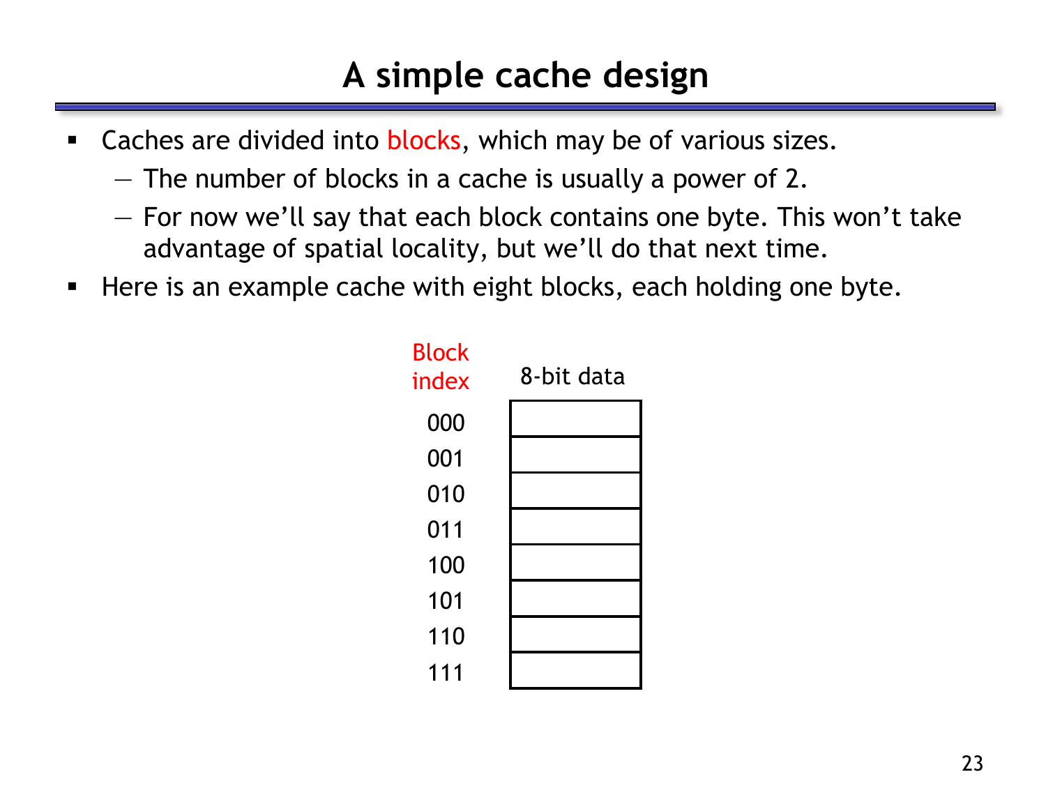# A simple cache design

- Caches are divided into blocks, which may be of various sizes.
  - The number of blocks in a cache is usually a power of 2.
  - For now we'll say that each block contains one byte. This won't take advantage of spatial locality, but we'll do that next time.
- Here is an example cache with eight blocks, each holding one byte.

| Block index | 8-bit data |
| --- | --- |
| 000 | |
| 001 | |
| 010 | |
| 011 | |
| 100 | |
| 101 | |
| 110 | |
| 111 | |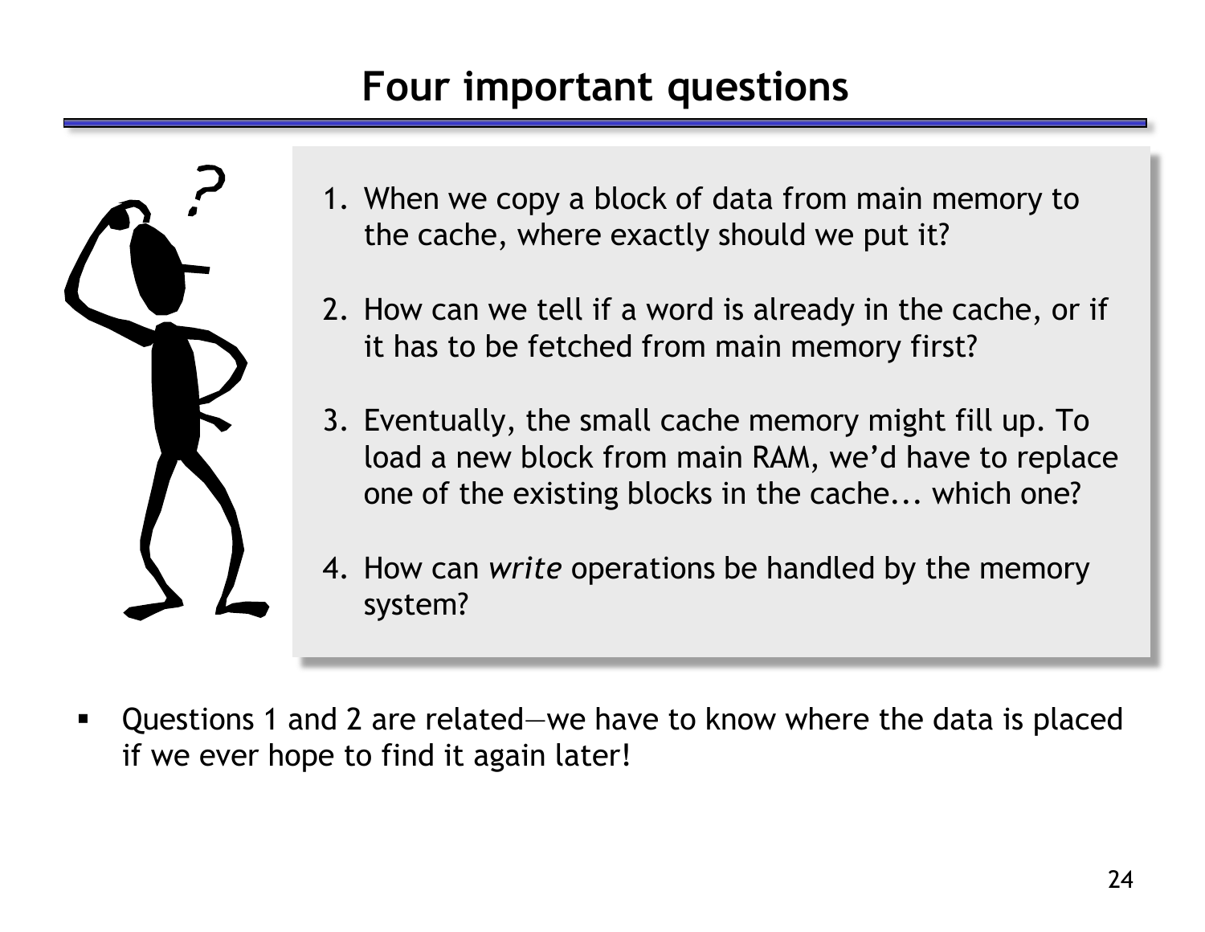# Four important questions

1. When we copy a block of data from main memory to the cache, where exactly should we put it?

2. How can we tell if a word is already in the cache, or if it has to be fetched from main memory first?

3. Eventually, the small cache memory might fill up. To load a new block from main RAM, we'd have to replace one of the existing blocks in the cache... which one?

4. How can *write* operations be handled by the memory system?

- Questions 1 and 2 are related—we have to know where the data is placed if we ever hope to find it again later!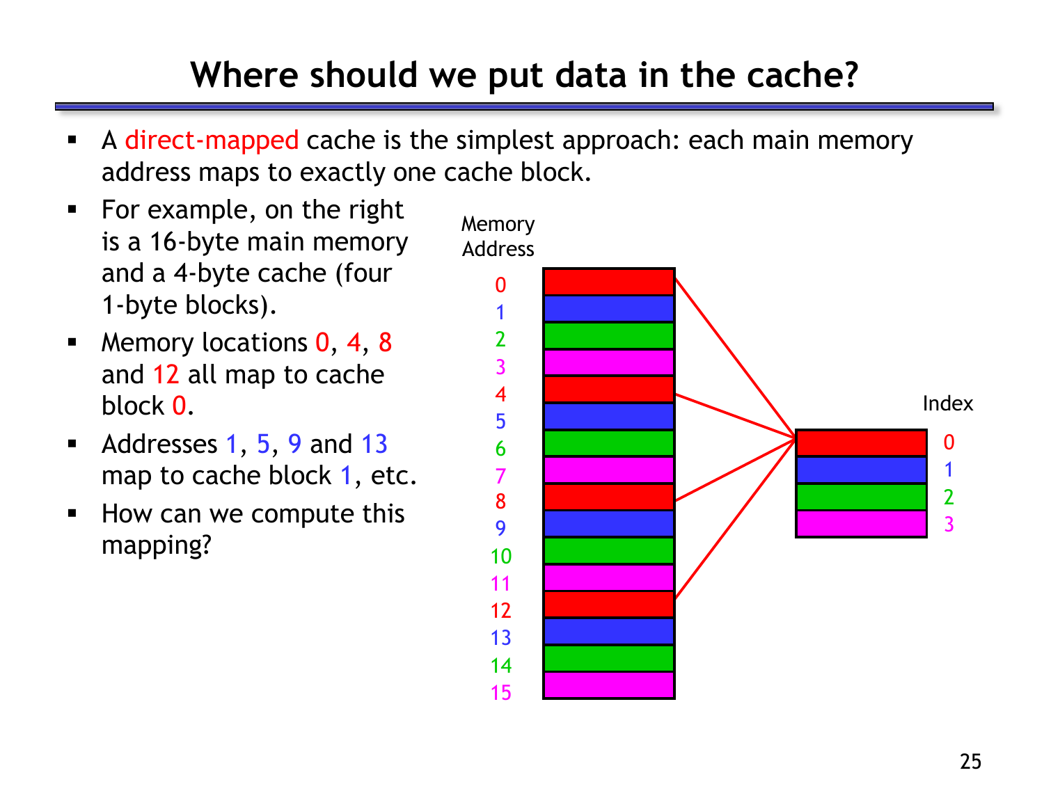# Where should we put data in the cache?

- A direct-mapped cache is the simplest approach: each main memory address maps to exactly one cache block.
- For example, on the right is a 16-byte main memory and a 4-byte cache (four 1-byte blocks).
- Memory locations 0, 4, 8 and 12 all map to cache block 0.
- Addresses 1, 5, 9 and 13 map to cache block 1, etc.
- How can we compute this mapping?

Memory Address

0
1
2
3
4
5
6
7
8
9
10
11
12
13
14
15

Index

0
1
2
3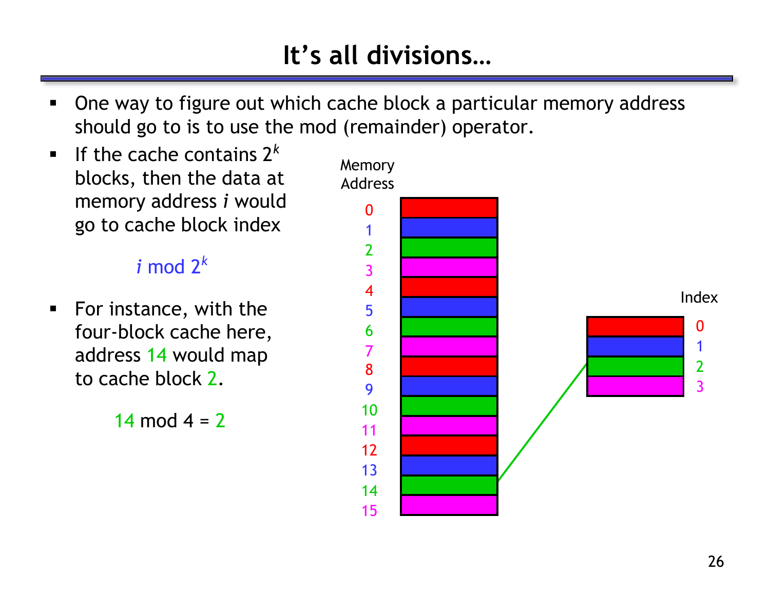# It's all divisions…

- One way to figure out which cache block a particular memory address should go to is to use the mod (remainder) operator.
- If the cache contains $2^k$ blocks, then the data at memory address $i$ would go to cache block index

$$i \bmod 2^k$$

- For instance, with the four-block cache here, address 14 would map to cache block 2.

$$14 \bmod 4 = 2$$

Memory Address

0
1
2
3
4
5
6
7
8
9
10
11
12
13
14
15

Index

0
1
2
3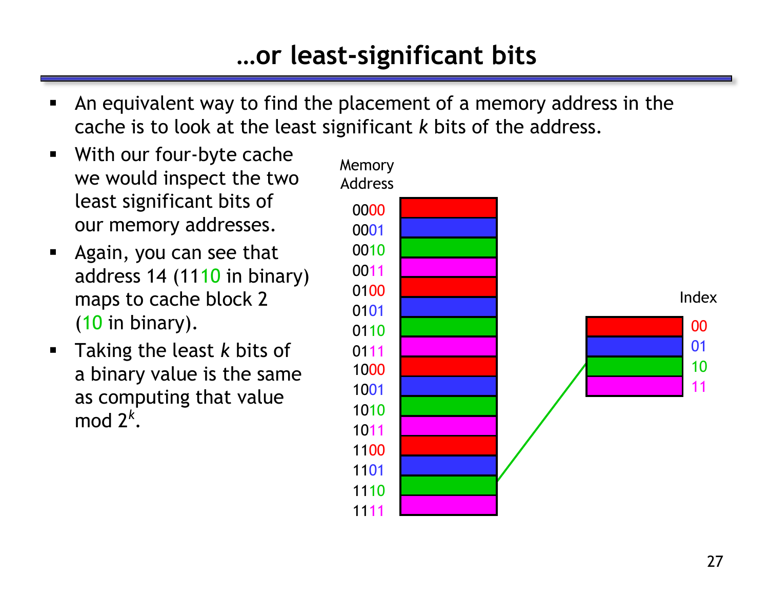# …or least-significant bits

- An equivalent way to find the placement of a memory address in the cache is to look at the least significant *k* bits of the address.
- With our four-byte cache we would inspect the two least significant bits of our memory addresses.
- Again, you can see that address 14 (1110 in binary) maps to cache block 2 (10 in binary).
- Taking the least *k* bits of a binary value is the same as computing that value mod $2^k$.

Memory Address

0000
0001
0010
0011
0100
0101
0110
0111
1000
1001
1010
1011
1100
1101
1110
1111

Index

00
01
10
11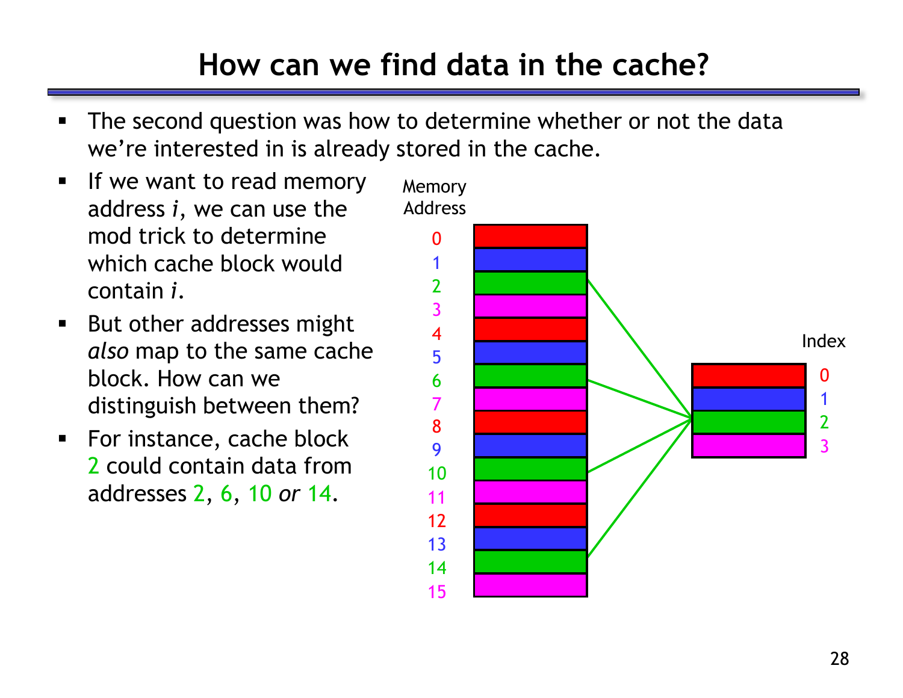# How can we find data in the cache?

- The second question was how to determine whether or not the data we're interested in is already stored in the cache.
- If we want to read memory address *i*, we can use the mod trick to determine which cache block would contain *i*.
- But other addresses might *also* map to the same cache block. How can we distinguish between them?
- For instance, cache block 2 could contain data from addresses 2, 6, 10 *or* 14.

Memory Address

0
1
2
3
4
5
6
7
8
9
10
11
12
13
14
15

Index

0
1
2
3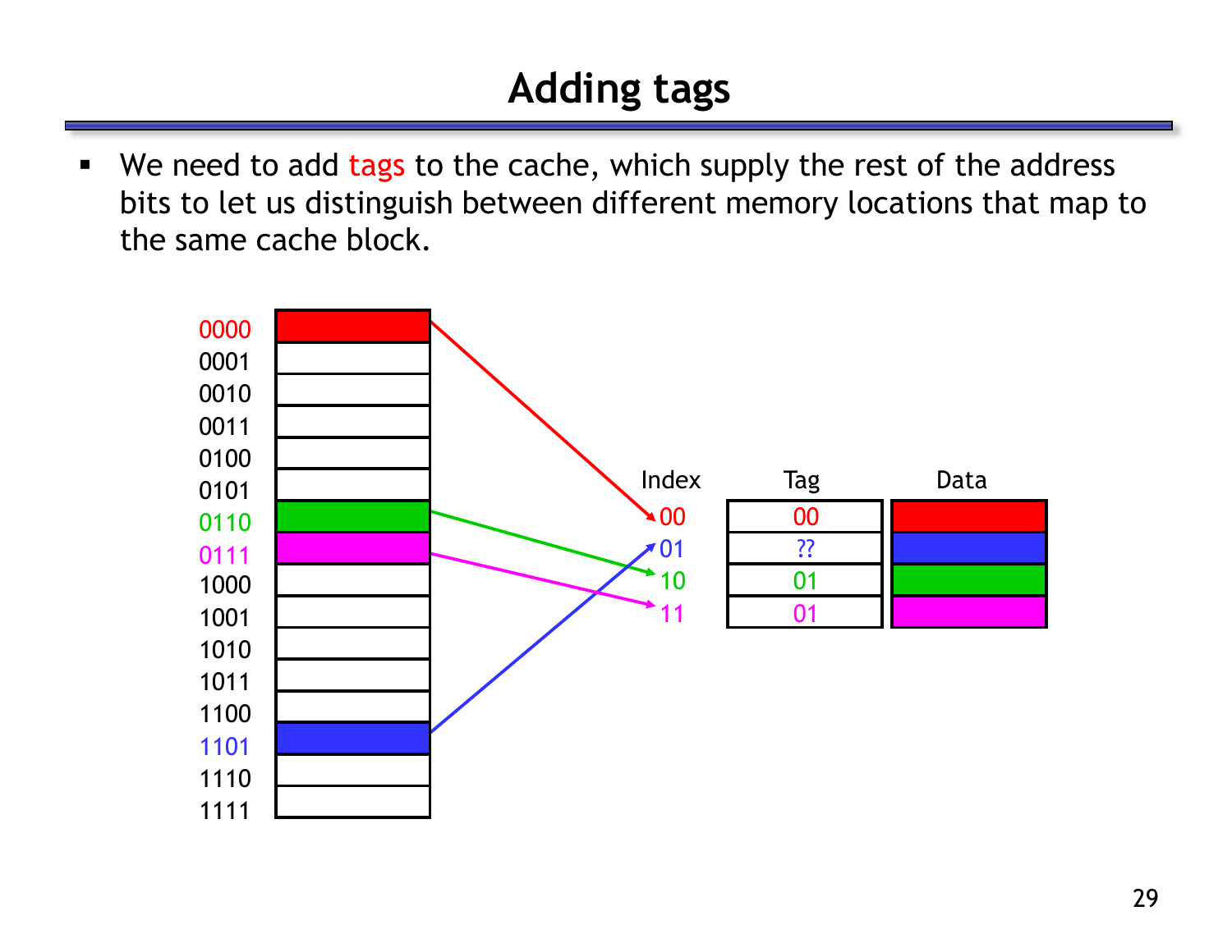# Adding tags

- We need to add tags to the cache, which supply the rest of the address bits to let us distinguish between different memory locations that map to the same cache block.

| Index | Tag | Data |
|---|---|---|
| 00 | 00 | |
| 01 | ?? | |
| 10 | 01 | |
| 11 | 01 | |

Memory addresses: 0000, 0001, 0010, 0011, 0100, 0101, 0110, 0111, 1000, 1001, 1010, 1011, 1100, 1101, 1110, 1111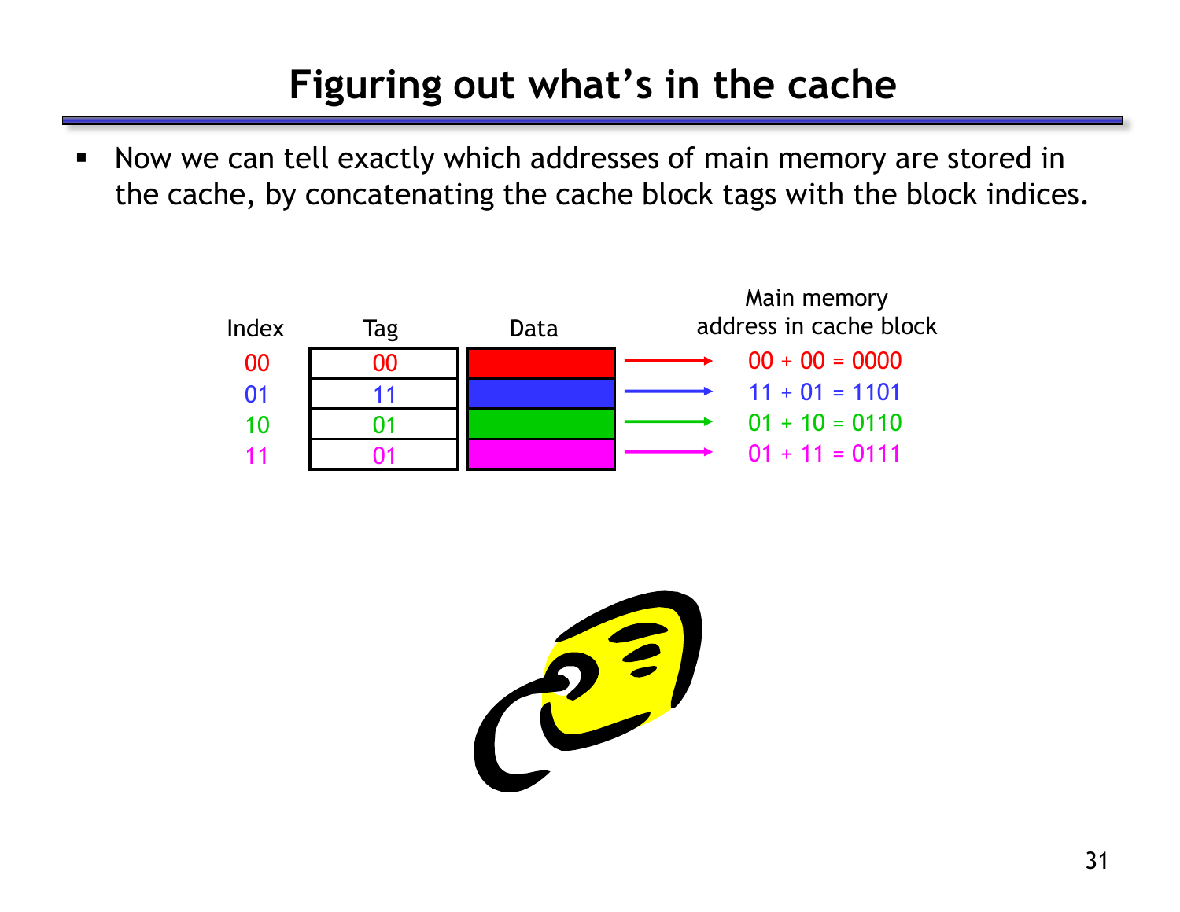# Figuring out what's in the cache

- Now we can tell exactly which addresses of main memory are stored in the cache, by concatenating the cache block tags with the block indices.

| Index | Tag | Data | Main memory address in cache block |
|---|---|---|---|
| 00 | 00 | | 00 + 00 = 0000 |
| 01 | 11 | | 11 + 01 = 1101 |
| 10 | 01 | | 01 + 10 = 0110 |
| 11 | 01 | | 01 + 11 = 0111 |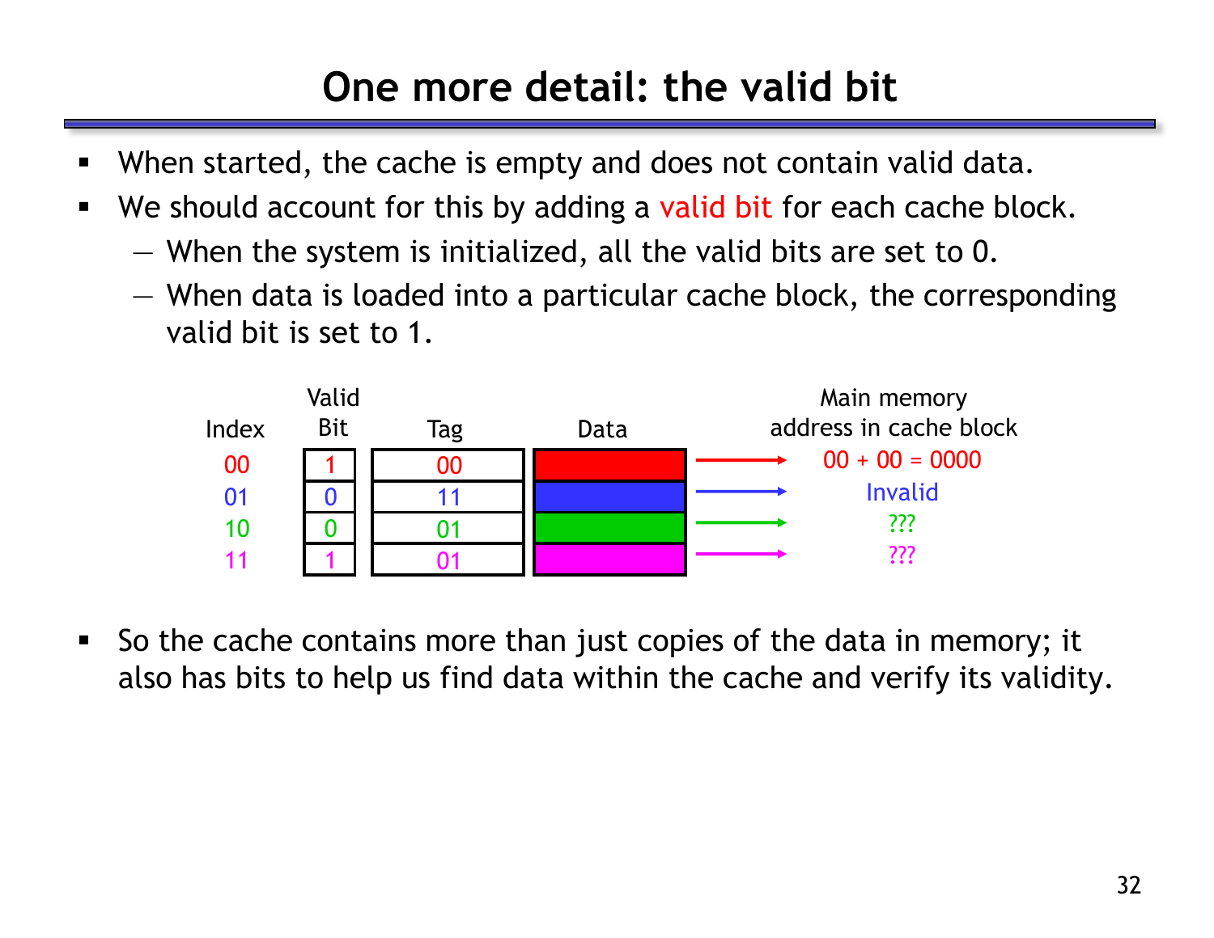# One more detail: the valid bit

- When started, the cache is empty and does not contain valid data.
- We should account for this by adding a valid bit for each cache block.
  - When the system is initialized, all the valid bits are set to 0.
  - When data is loaded into a particular cache block, the corresponding valid bit is set to 1.

| Index | Valid Bit | Tag | Data | Main memory address in cache block |
|---|---|---|---|---|
| 00 | 1 | 00 | | 00 + 00 = 0000 |
| 01 | 0 | 11 | | Invalid |
| 10 | 0 | 01 | | ??? |
| 11 | 1 | 01 | | ??? |

- So the cache contains more than just copies of the data in memory; it also has bits to help us find data within the cache and verify its validity.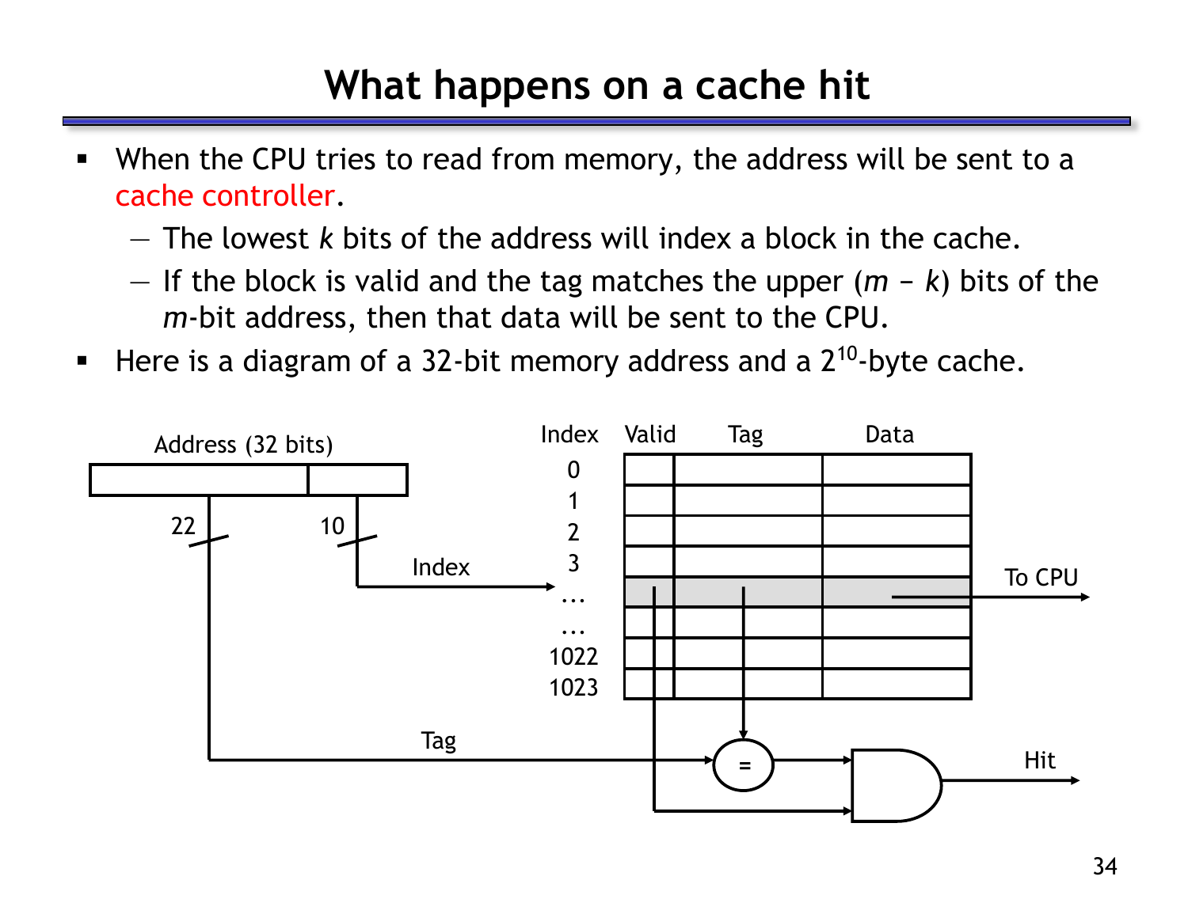# What happens on a cache hit

- When the CPU tries to read from memory, the address will be sent to a cache controller.
  - The lowest $k$ bits of the address will index a block in the cache.
  - If the block is valid and the tag matches the upper $(m - k)$ bits of the $m$-bit address, then that data will be sent to the CPU.
- Here is a diagram of a 32-bit memory address and a $2^{10}$-byte cache.

Address (32 bits)

22 | 10

Index

Tag

| Index | Valid | Tag | Data |
| --- | --- | --- | --- |
| 0 | | | |
| 1 | | | |
| 2 | | | |
| 3 | | | |
| ... | | | |
| ... | | | |
| 1022 | | | |
| 1023 | | | |

To CPU

=

Hit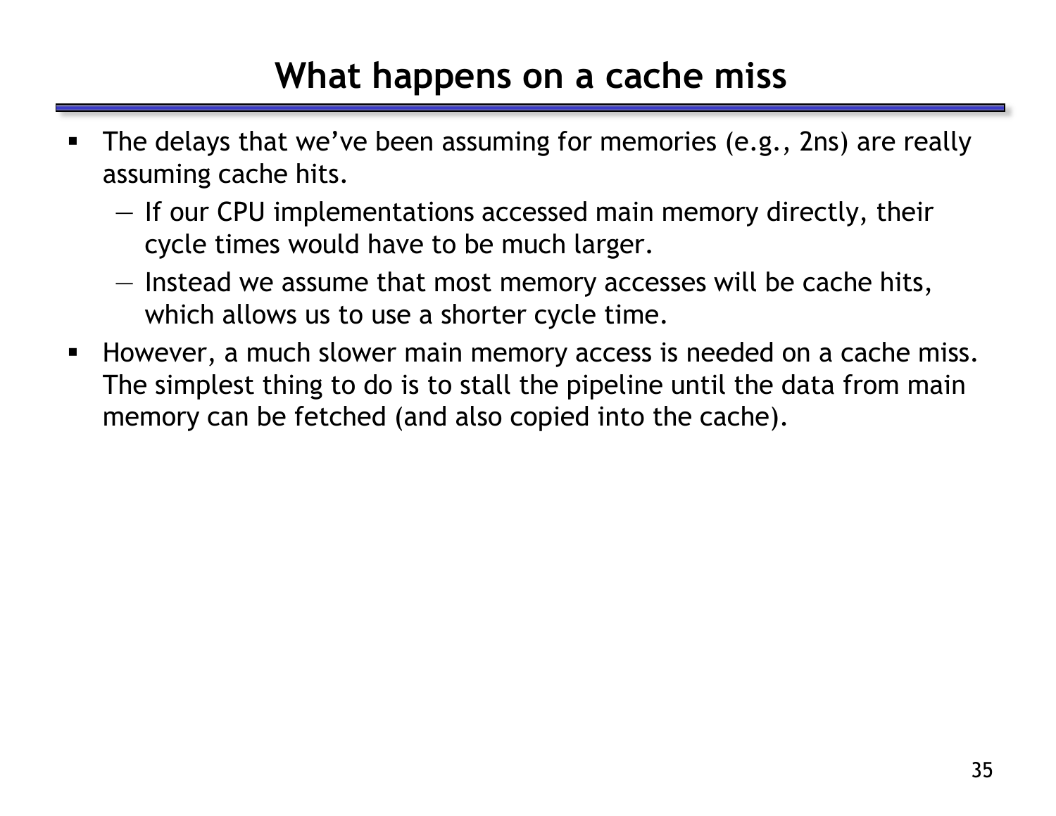# What happens on a cache miss

- The delays that we've been assuming for memories (e.g., 2ns) are really assuming cache hits.
  - If our CPU implementations accessed main memory directly, their cycle times would have to be much larger.
  - Instead we assume that most memory accesses will be cache hits, which allows us to use a shorter cycle time.
- However, a much slower main memory access is needed on a cache miss. The simplest thing to do is to stall the pipeline until the data from main memory can be fetched (and also copied into the cache).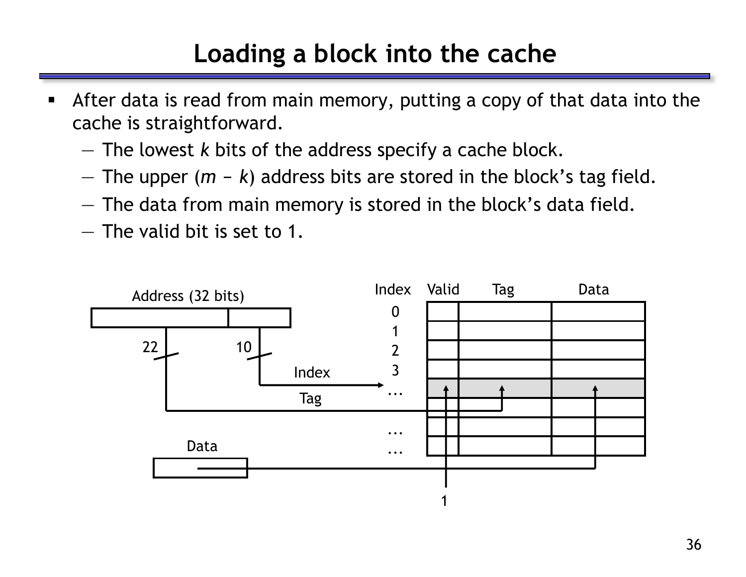# Loading a block into the cache

- After data is read from main memory, putting a copy of that data into the cache is straightforward.
  - The lowest *k* bits of the address specify a cache block.
  - The upper (*m* − *k*) address bits are stored in the block's tag field.
  - The data from main memory is stored in the block's data field.
  - The valid bit is set to 1.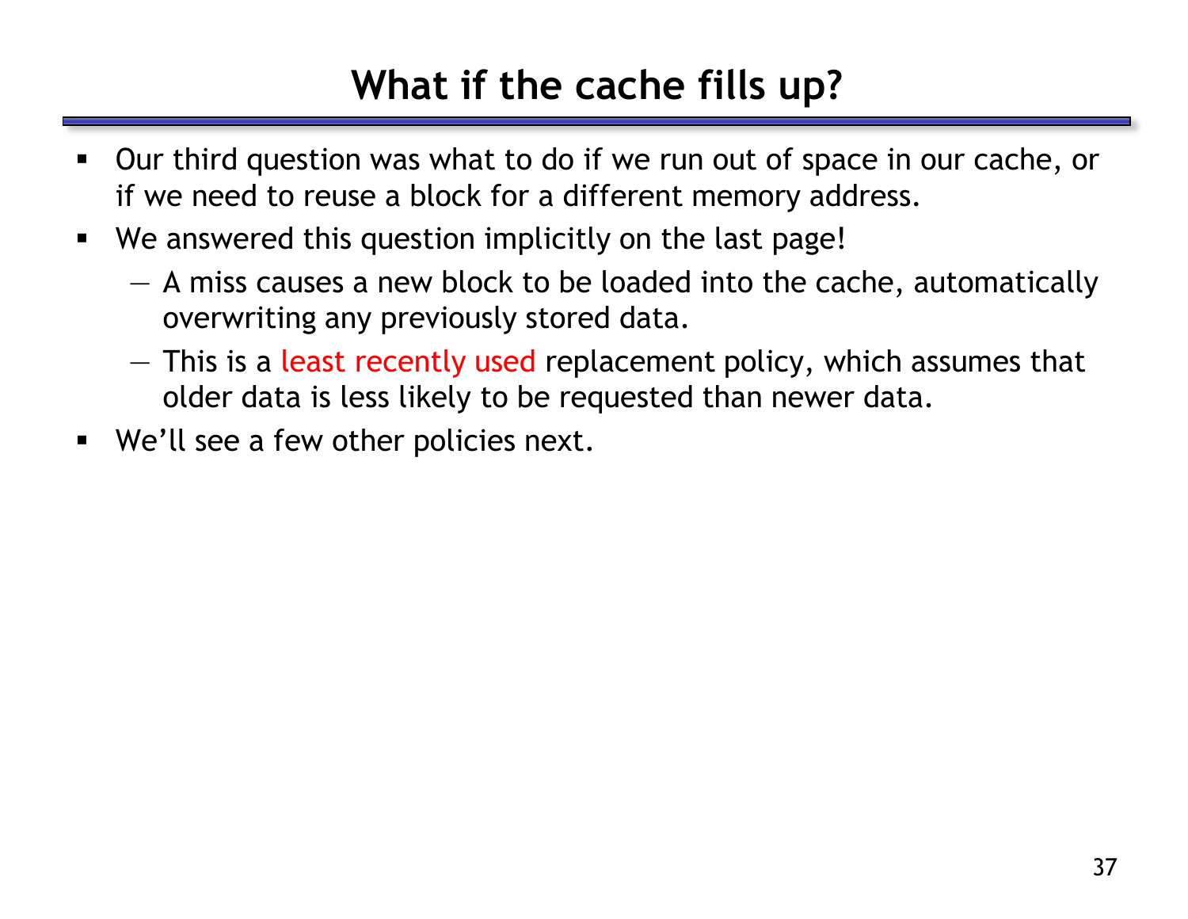# What if the cache fills up?

- Our third question was what to do if we run out of space in our cache, or if we need to reuse a block for a different memory address.
- We answered this question implicitly on the last page!
  - A miss causes a new block to be loaded into the cache, automatically overwriting any previously stored data.
  - This is a least recently used replacement policy, which assumes that older data is less likely to be requested than newer data.
- We'll see a few other policies next.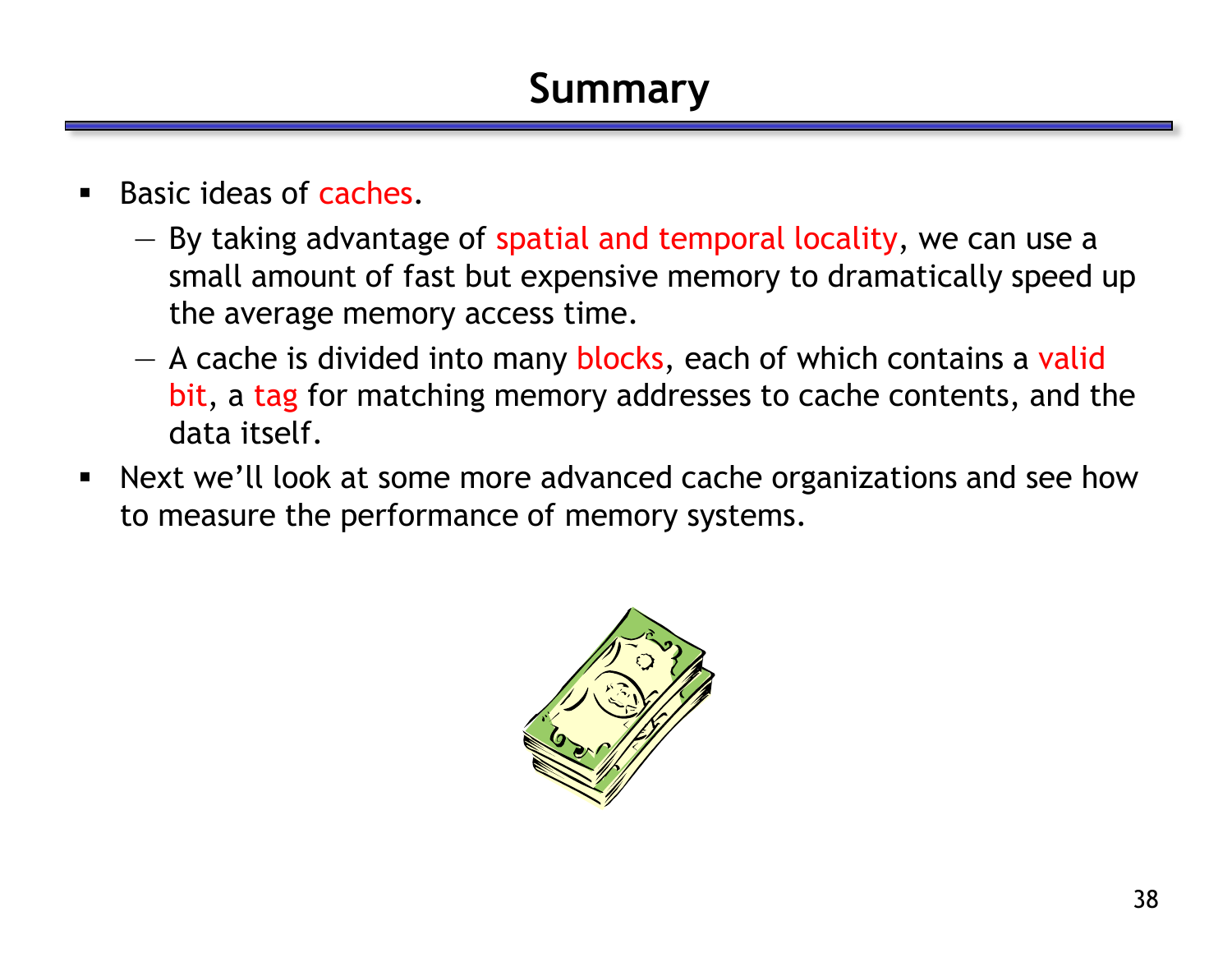# Summary

- Basic ideas of caches.
  - By taking advantage of spatial and temporal locality, we can use a small amount of fast but expensive memory to dramatically speed up the average memory access time.
  - A cache is divided into many blocks, each of which contains a valid bit, a tag for matching memory addresses to cache contents, and the data itself.
- Next we'll look at some more advanced cache organizations and see how to measure the performance of memory systems.